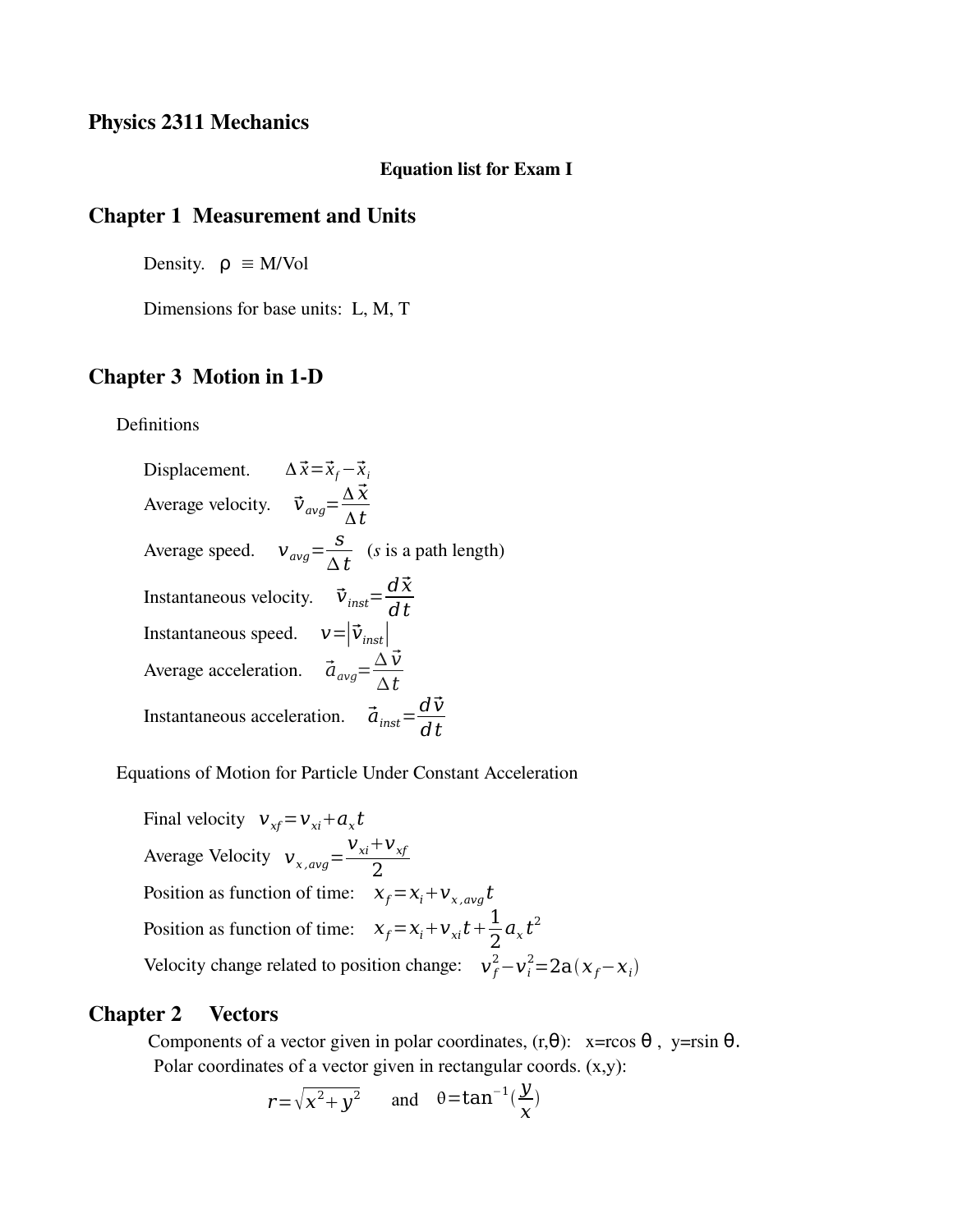# Physics 2311 Mechanics

**Equation list for Exam I**

## Chapter 1 Measurement and Units

Density. $\rho \equiv M/Vol$

Dimensions for base units: L, M, T

## Chapter 3 Motion in 1-D

Definitions

Displacement. $\Delta\vec{x}=\vec{x}_f-\vec{x}_i$

Average velocity. $\vec{v}_{avg}=\frac{\Delta\vec{x}}{\Delta t}$

Average speed. $v_{avg}=\frac{s}{\Delta t}$ (*s* is a path length)

Instantaneous velocity. $\vec{v}_{inst}=\frac{d\vec{x}}{dt}$

Instantaneous speed. $v=\left|\vec{v}_{inst}\right|$

Average acceleration. $\vec{a}_{avg}=\frac{\Delta\vec{v}}{\Delta t}$

Instantaneous acceleration. $\vec{a}_{inst}=\frac{d\vec{v}}{dt}$

Equations of Motion for Particle Under Constant Acceleration

Final velocity $v_{xf}=v_{xi}+a_x t$

Average Velocity $v_{x,avg}=\frac{v_{xi}+v_{xf}}{2}$

Position as function of time: $x_f=x_i+v_{x,avg}t$

Position as function of time: $x_f=x_i+v_{xi}t+\frac{1}{2}a_x t^2$

Velocity change related to position change: $v_f^2-v_i^2=2a(x_f-x_i)$

## Chapter 2 Vectors

Components of a vector given in polar coordinates, $(r,\theta)$: $x=r\cos\theta$, $y=r\sin\theta$.

Polar coordinates of a vector given in rectangular coords. $(x,y)$:

$$r=\sqrt{x^2+y^2} \quad \text{and} \quad \theta=\tan^{-1}\left(\frac{y}{x}\right)$$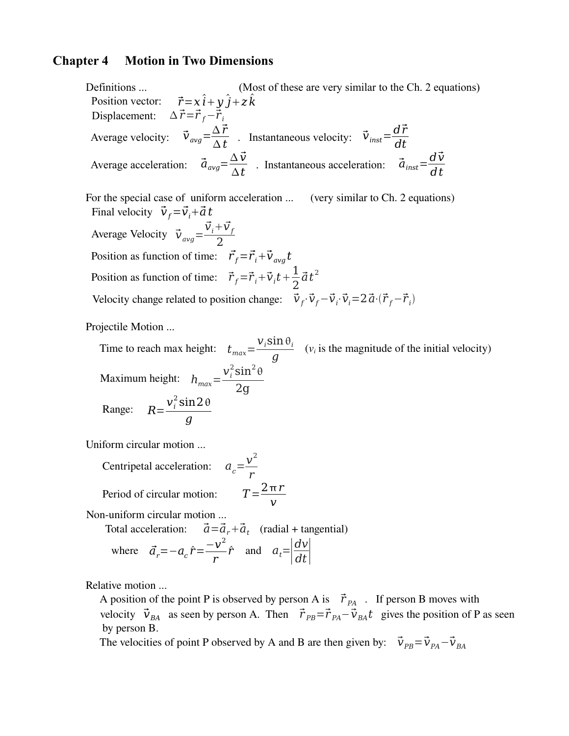## Chapter 4 Motion in Two Dimensions

Definitions ... (Most of these are very similar to the Ch. 2 equations)

- Position vector: $\vec{r}=x\,\hat{i}+y\,\hat{j}+z\,\hat{k}$
- Displacement: $\Delta\vec{r}=\vec{r}_f-\vec{r}_i$
- Average velocity: $\vec{v}_{avg}=\dfrac{\Delta\vec{r}}{\Delta t}$ . Instantaneous velocity: $\vec{v}_{inst}=\dfrac{d\vec{r}}{dt}$
- Average acceleration: $\vec{a}_{avg}=\dfrac{\Delta\vec{v}}{\Delta t}$ . Instantaneous acceleration: $\vec{a}_{inst}=\dfrac{d\vec{v}}{dt}$

For the special case of uniform acceleration ... (very similar to Ch. 2 equations)

- Final velocity $\vec{v}_f=\vec{v}_i+\vec{a}\,t$
- Average Velocity $\vec{v}_{avg}=\dfrac{\vec{v}_i+\vec{v}_f}{2}$
- Position as function of time: $\vec{r}_f=\vec{r}_i+\vec{v}_{avg}t$
- Position as function of time: $\vec{r}_f=\vec{r}_i+\vec{v}_i t+\dfrac{1}{2}\vec{a}\,t^2$
- Velocity change related to position change: $\vec{v}_f\cdot\vec{v}_f-\vec{v}_i\cdot\vec{v}_i=2\vec{a}\cdot(\vec{r}_f-\vec{r}_i)$

Projectile Motion ...

- Time to reach max height: $t_{max}=\dfrac{v_i\sin\theta_i}{g}$ ($v_i$ is the magnitude of the initial velocity)
- Maximum height: $h_{max}=\dfrac{v_i^2\sin^2\theta}{2g}$
- Range: $R=\dfrac{v_i^2\sin 2\theta}{g}$

Uniform circular motion ...

- Centripetal acceleration: $a_c=\dfrac{v^2}{r}$
- Period of circular motion: $T=\dfrac{2\pi r}{v}$

Non-uniform circular motion ...

- Total acceleration: $\vec{a}=\vec{a}_r+\vec{a}_t$ (radial + tangential)
- where $\vec{a}_r=-a_c\hat{r}=\dfrac{-v^2}{r}\hat{r}$ and $a_t=\left|\dfrac{dv}{dt}\right|$

Relative motion ...

A position of the point P is observed by person A is $\vec{r}_{PA}$ . If person B moves with velocity $\vec{v}_{BA}$ as seen by person A. Then $\vec{r}_{PB}=\vec{r}_{PA}-\vec{v}_{BA}t$ gives the position of P as seen by person B.

The velocities of point P observed by A and B are then given by: $\vec{v}_{PB}=\vec{v}_{PA}-\vec{v}_{BA}$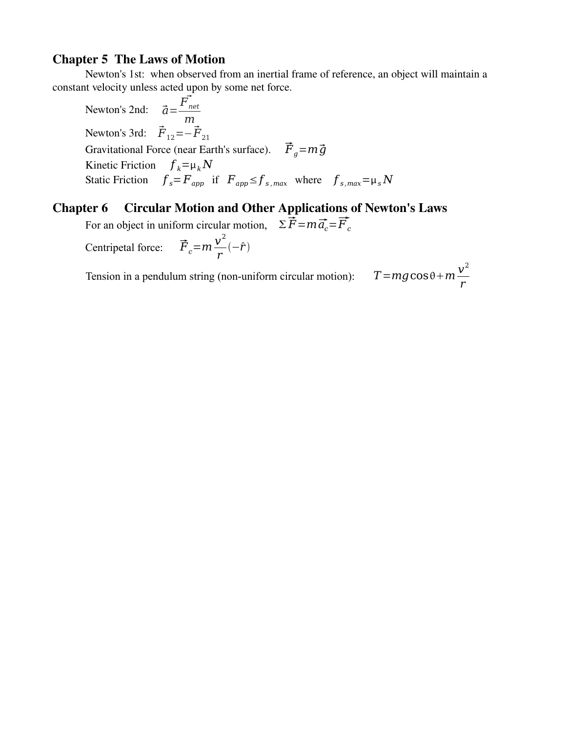## Chapter 5 The Laws of Motion

Newton's 1st: when observed from an inertial frame of reference, an object will maintain a constant velocity unless acted upon by some net force.

Newton's 2nd: $\vec{a} = \frac{\vec{F}_{net}}{m}$

Newton's 3rd: $\vec{F}_{12} = -\vec{F}_{21}$

Gravitational Force (near Earth's surface). $\vec{F}_g = m\vec{g}$

Kinetic Friction $f_k = \mu_k N$

Static Friction $f_s = F_{app}$ if $F_{app} \leq f_{s,max}$ where $f_{s,max} = \mu_s N$

## Chapter 6 Circular Motion and Other Applications of Newton's Laws

For an object in uniform circular motion, $\Sigma \vec{F} = m\vec{a}_c = \vec{F}_c$

Centripetal force: $\vec{F}_c = m\frac{v^2}{r}(-\hat{r})$

Tension in a pendulum string (non-uniform circular motion): $T = mg\cos\theta + m\frac{v^2}{r}$